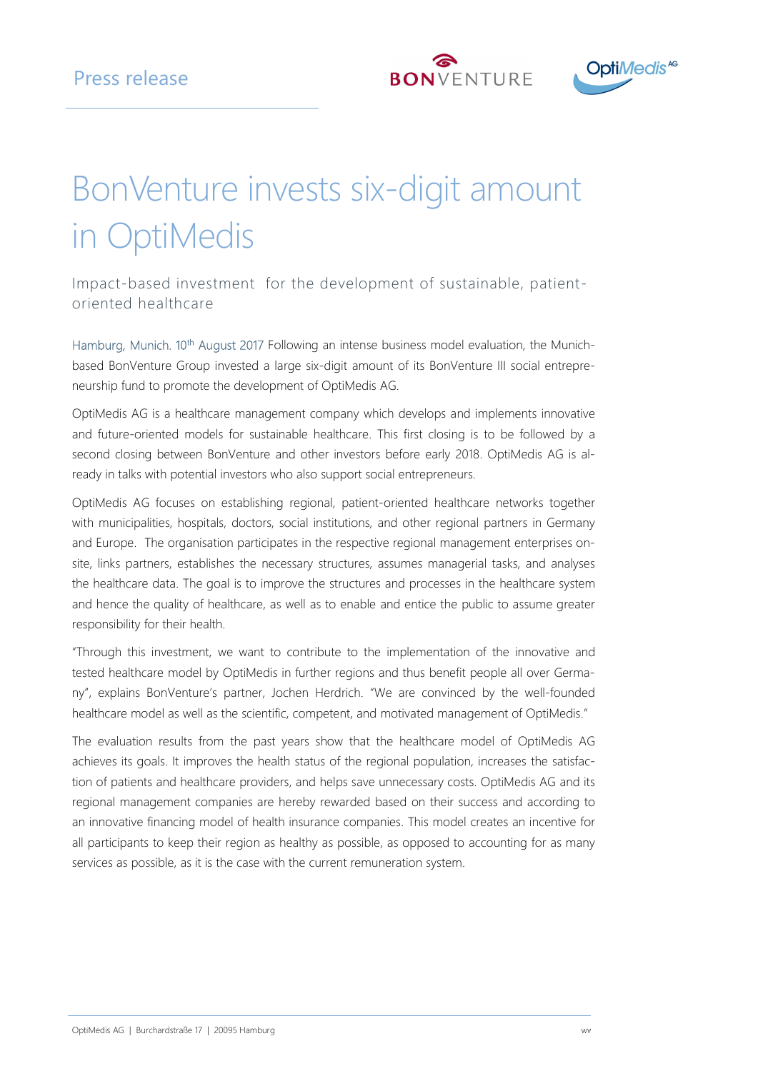Press release

# BonVenture invests six-digit amount in OptiMedis

## Impact-based investment for the development of sustainable, patient-oriented healthcare

Hamburg, Munich. 10th August 2017 Following an intense business model evaluation, the Munich-based BonVenture Group invested a large six-digit amount of its BonVenture III social entrepreneurship fund to promote the development of OptiMedis AG.

OptiMedis AG is a healthcare management company which develops and implements innovative and future-oriented models for sustainable healthcare. This first closing is to be followed by a second closing between BonVenture and other investors before early 2018. OptiMedis AG is already in talks with potential investors who also support social entrepreneurs.

OptiMedis AG focuses on establishing regional, patient-oriented healthcare networks together with municipalities, hospitals, doctors, social institutions, and other regional partners in Germany and Europe. The organisation participates in the respective regional management enterprises on-site, links partners, establishes the necessary structures, assumes managerial tasks, and analyses the healthcare data. The goal is to improve the structures and processes in the healthcare system and hence the quality of healthcare, as well as to enable and entice the public to assume greater responsibility for their health.

"Through this investment, we want to contribute to the implementation of the innovative and tested healthcare model by OptiMedis in further regions and thus benefit people all over Germany", explains BonVenture's partner, Jochen Herdrich. "We are convinced by the well-founded healthcare model as well as the scientific, competent, and motivated management of OptiMedis."

The evaluation results from the past years show that the healthcare model of OptiMedis AG achieves its goals. It improves the health status of the regional population, increases the satisfaction of patients and healthcare providers, and helps save unnecessary costs. OptiMedis AG and its regional management companies are hereby rewarded based on their success and according to an innovative financing model of health insurance companies. This model creates an incentive for all participants to keep their region as healthy as possible, as opposed to accounting for as many services as possible, as it is the case with the current remuneration system.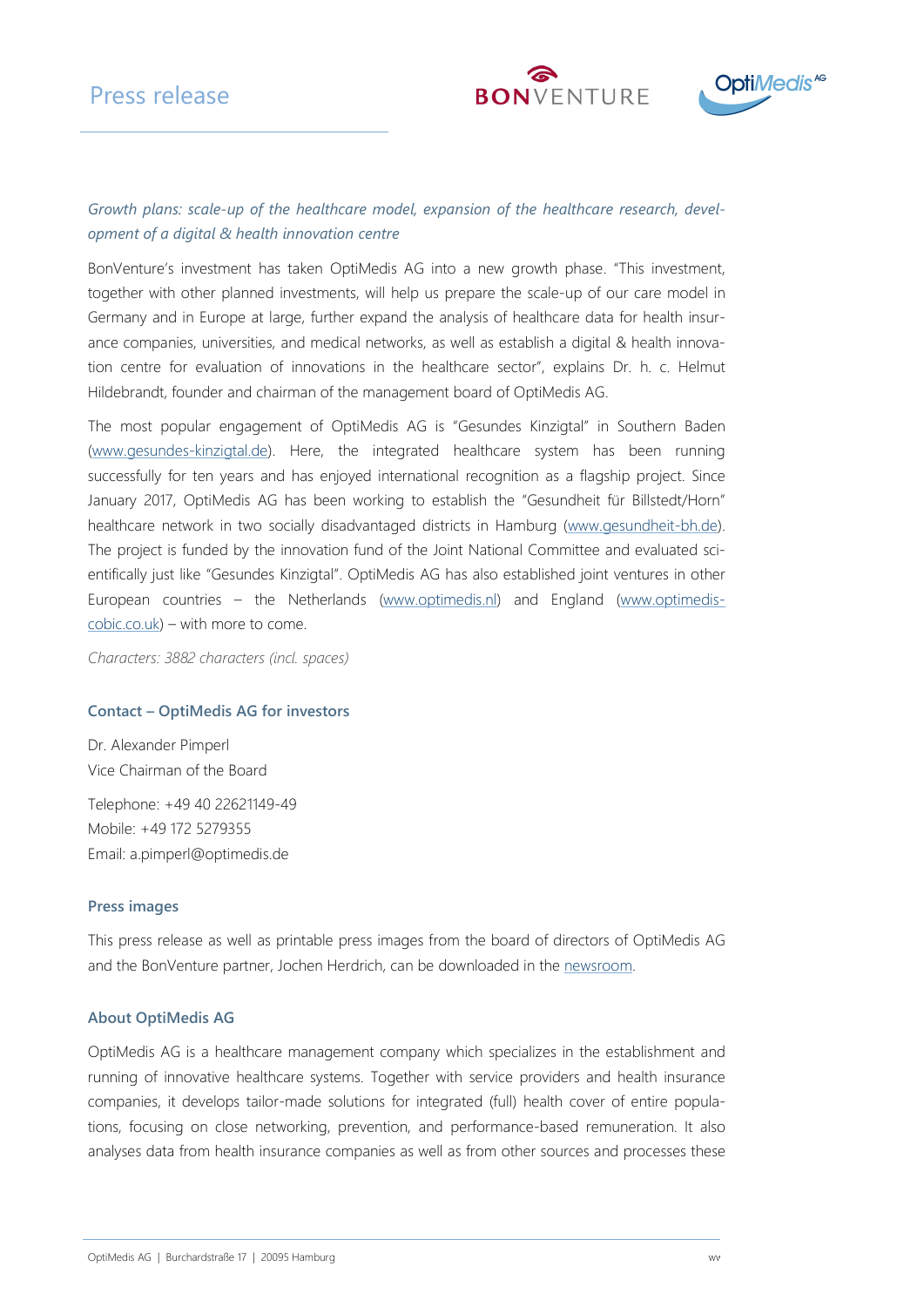*Growth plans: scale-up of the healthcare model, expansion of the healthcare research, development of a digital & health innovation centre*

BonVenture's investment has taken OptiMedis AG into a new growth phase. "This investment, together with other planned investments, will help us prepare the scale-up of our care model in Germany and in Europe at large, further expand the analysis of healthcare data for health insurance companies, universities, and medical networks, as well as establish a digital & health innovation centre for evaluation of innovations in the healthcare sector", explains Dr. h. c. Helmut Hildebrandt, founder and chairman of the management board of OptiMedis AG.

The most popular engagement of OptiMedis AG is "Gesundes Kinzigtal" in Southern Baden (www.gesundes-kinzigtal.de). Here, the integrated healthcare system has been running successfully for ten years and has enjoyed international recognition as a flagship project. Since January 2017, OptiMedis AG has been working to establish the "Gesundheit für Billstedt/Horn" healthcare network in two socially disadvantaged districts in Hamburg (www.gesundheit-bh.de). The project is funded by the innovation fund of the Joint National Committee and evaluated scientifically just like "Gesundes Kinzigtal". OptiMedis AG has also established joint ventures in other European countries – the Netherlands (www.optimedis.nl) and England (www.optimedis-cobic.co.uk) – with more to come.

*Characters: 3882 characters (incl. spaces)*

### Contact – OptiMedis AG for investors

Dr. Alexander Pimperl
Vice Chairman of the Board

Telephone: +49 40 22621149-49
Mobile: +49 172 5279355
Email: a.pimperl@optimedis.de

### Press images

This press release as well as printable press images from the board of directors of OptiMedis AG and the BonVenture partner, Jochen Herdrich, can be downloaded in the newsroom.

### About OptiMedis AG

OptiMedis AG is a healthcare management company which specializes in the establishment and running of innovative healthcare systems. Together with service providers and health insurance companies, it develops tailor-made solutions for integrated (full) health cover of entire populations, focusing on close networking, prevention, and performance-based remuneration. It also analyses data from health insurance companies as well as from other sources and processes these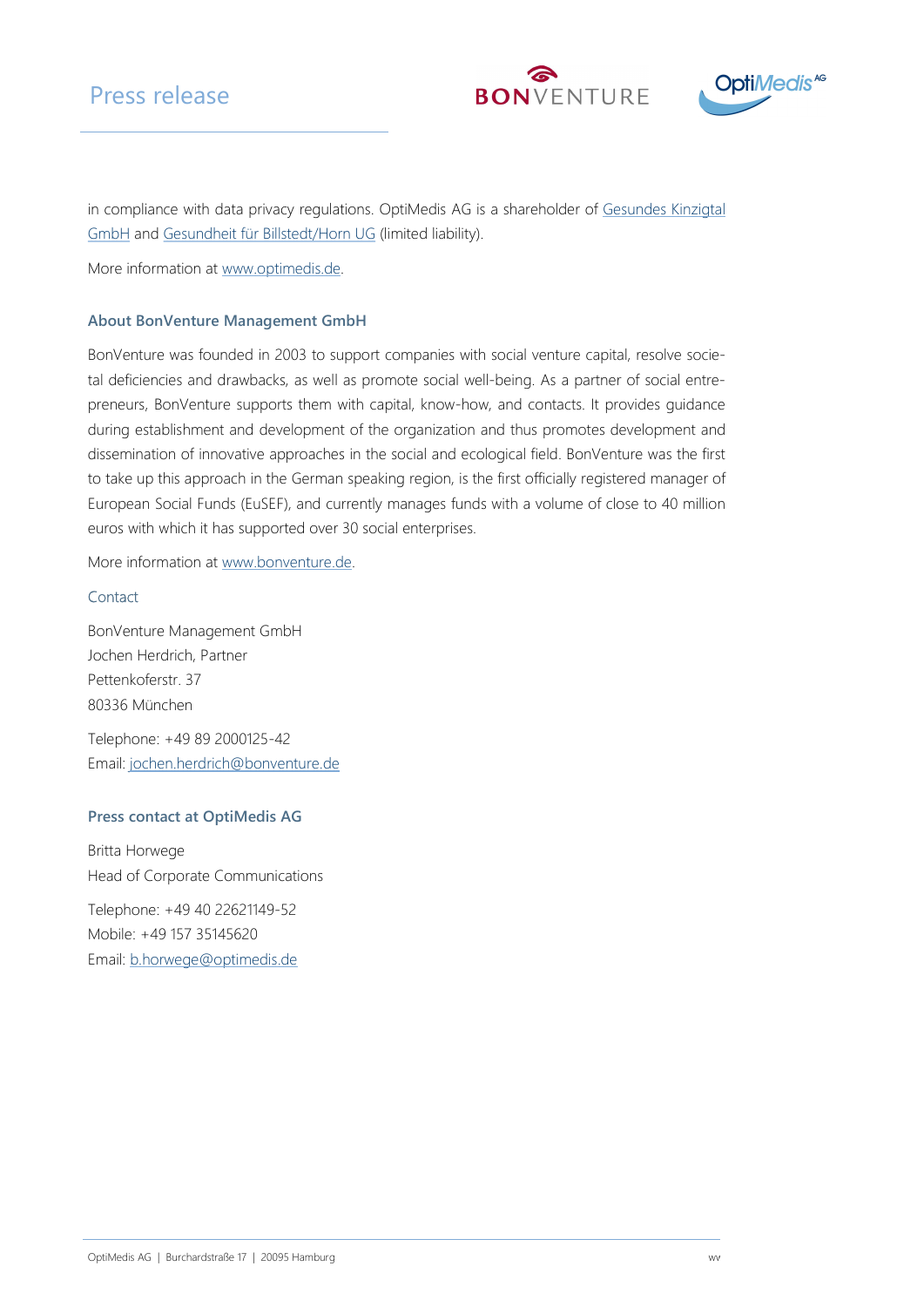in compliance with data privacy regulations. OptiMedis AG is a shareholder of Gesundes Kinzigtal GmbH and Gesundheit für Billstedt/Horn UG (limited liability).

More information at www.optimedis.de.

### About BonVenture Management GmbH

BonVenture was founded in 2003 to support companies with social venture capital, resolve societal deficiencies and drawbacks, as well as promote social well-being. As a partner of social entrepreneurs, BonVenture supports them with capital, know-how, and contacts. It provides guidance during establishment and development of the organization and thus promotes development and dissemination of innovative approaches in the social and ecological field. BonVenture was the first to take up this approach in the German speaking region, is the first officially registered manager of European Social Funds (EuSEF), and currently manages funds with a volume of close to 40 million euros with which it has supported over 30 social enterprises.

More information at www.bonventure.de.

Contact

BonVenture Management GmbH
Jochen Herdrich, Partner
Pettenkoferstr. 37
80336 München

Telephone: +49 89 2000125-42
Email: jochen.herdrich@bonventure.de

### Press contact at OptiMedis AG

Britta Horwege
Head of Corporate Communications

Telephone: +49 40 22621149-52
Mobile: +49 157 35145620
Email: b.horwege@optimedis.de